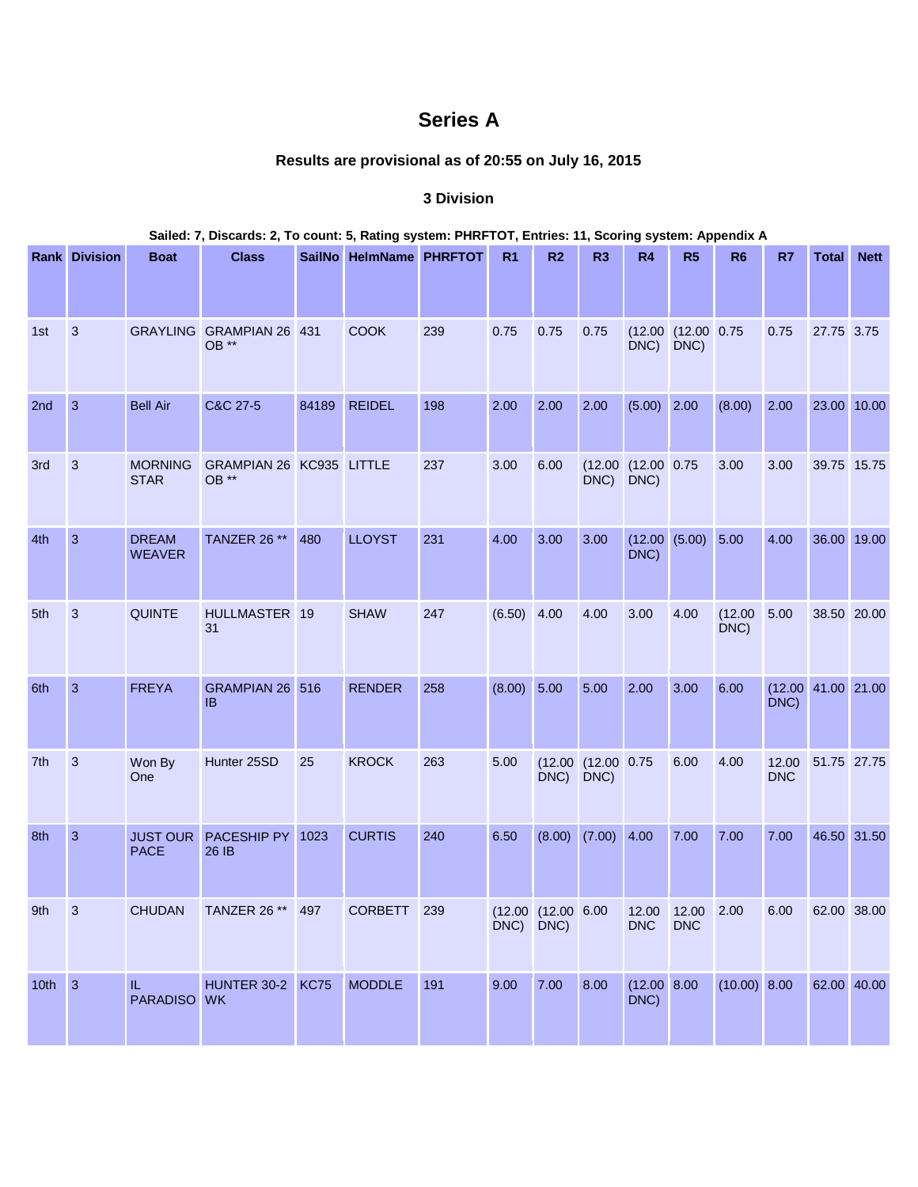# Series A

### Results are provisional as of 20:55 on July 16, 2015

### 3 Division

**Sailed: 7, Discards: 2, To count: 5, Rating system: PHRFTOT, Entries: 11, Scoring system: Appendix A**

| Rank | Division | Boat | Class | SailNo | HelmName | PHRFTOT | R1 | R2 | R3 | R4 | R5 | R6 | R7 | Total | Nett |
|---|---|---|---|---|---|---|---|---|---|---|---|---|---|---|---|
| 1st | 3 | GRAYLING | GRAMPIAN 26 OB ** | 431 | COOK | 239 | 0.75 | 0.75 | 0.75 | (12.00 DNC) | (12.00 DNC) | 0.75 | 0.75 | 27.75 | 3.75 |
| 2nd | 3 | Bell Air | C&C 27-5 | 84189 | REIDEL | 198 | 2.00 | 2.00 | 2.00 | (5.00) | 2.00 | (8.00) | 2.00 | 23.00 | 10.00 |
| 3rd | 3 | MORNING STAR | GRAMPIAN 26 OB ** | KC935 | LITTLE | 237 | 3.00 | 6.00 | (12.00 DNC) | (12.00 DNC) | 0.75 | 3.00 | 3.00 | 39.75 | 15.75 |
| 4th | 3 | DREAM WEAVER | TANZER 26 ** | 480 | LLOYST | 231 | 4.00 | 3.00 | 3.00 | (12.00 DNC) | (5.00) | 5.00 | 4.00 | 36.00 | 19.00 |
| 5th | 3 | QUINTE | HULLMASTER 31 | 19 | SHAW | 247 | (6.50) | 4.00 | 4.00 | 3.00 | 4.00 | (12.00 DNC) | 5.00 | 38.50 | 20.00 |
| 6th | 3 | FREYA | GRAMPIAN 26 IB | 516 | RENDER | 258 | (8.00) | 5.00 | 5.00 | 2.00 | 3.00 | 6.00 | (12.00 DNC) | 41.00 | 21.00 |
| 7th | 3 | Won By One | Hunter 25SD | 25 | KROCK | 263 | 5.00 | (12.00 DNC) | (12.00 DNC) | 0.75 | 6.00 | 4.00 | 12.00 DNC | 51.75 | 27.75 |
| 8th | 3 | JUST OUR PACE | PACESHIP PY 26 IB | 1023 | CURTIS | 240 | 6.50 | (8.00) | (7.00) | 4.00 | 7.00 | 7.00 | 7.00 | 46.50 | 31.50 |
| 9th | 3 | CHUDAN | TANZER 26 ** | 497 | CORBETT | 239 | (12.00 DNC) | (12.00 DNC) | 6.00 | 12.00 DNC | 12.00 DNC | 2.00 | 6.00 | 62.00 | 38.00 |
| 10th | 3 | IL PARADISO | HUNTER 30-2 WK | KC75 | MODDLE | 191 | 9.00 | 7.00 | 8.00 | (12.00 DNC) | 8.00 | (10.00) | 8.00 | 62.00 | 40.00 |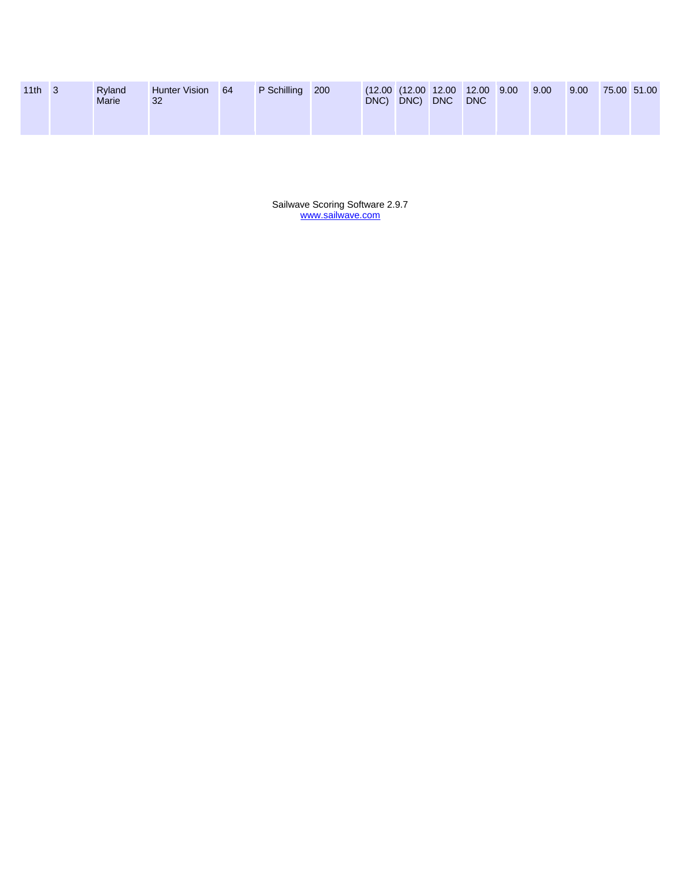| | | | | | | | | | | | | | | | |
|---|---|---|---|---|---|---|---|---|---|---|---|---|---|---|---|
| 11th | 3 | Ryland Marie | Hunter Vision 32 | 64 | P Schilling | 200 | (12.00 DNC) | (12.00 DNC) | 12.00 DNC | 12.00 DNC | 9.00 | 9.00 | 9.00 | 75.00 | 51.00 |

Sailwave Scoring Software 2.9.7
[www.sailwave.com](http://www.sailwave.com)